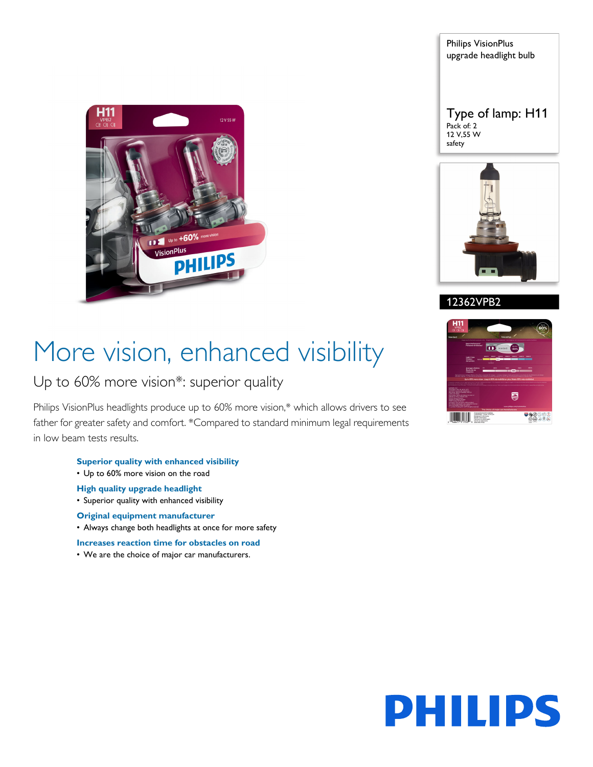Philips VisionPlus
upgrade headlight bulb

Type of lamp: H11
Pack of: 2
12 V,55 W
safety

12362VPB2

# More vision, enhanced visibility

## Up to 60% more vision*: superior quality

Philips VisionPlus headlights produce up to 60% more vision,* which allows drivers to see father for greater safety and comfort. *Compared to standard minimum legal requirements in low beam tests results.

**Superior quality with enhanced visibility**
- Up to 60% more vision on the road

**High quality upgrade headlight**
- Superior quality with enhanced visibility

**Original equipment manufacturer**
- Always change both headlights at once for more safety

**Increases reaction time for obstacles on road**
- We are the choice of major car manufacturers.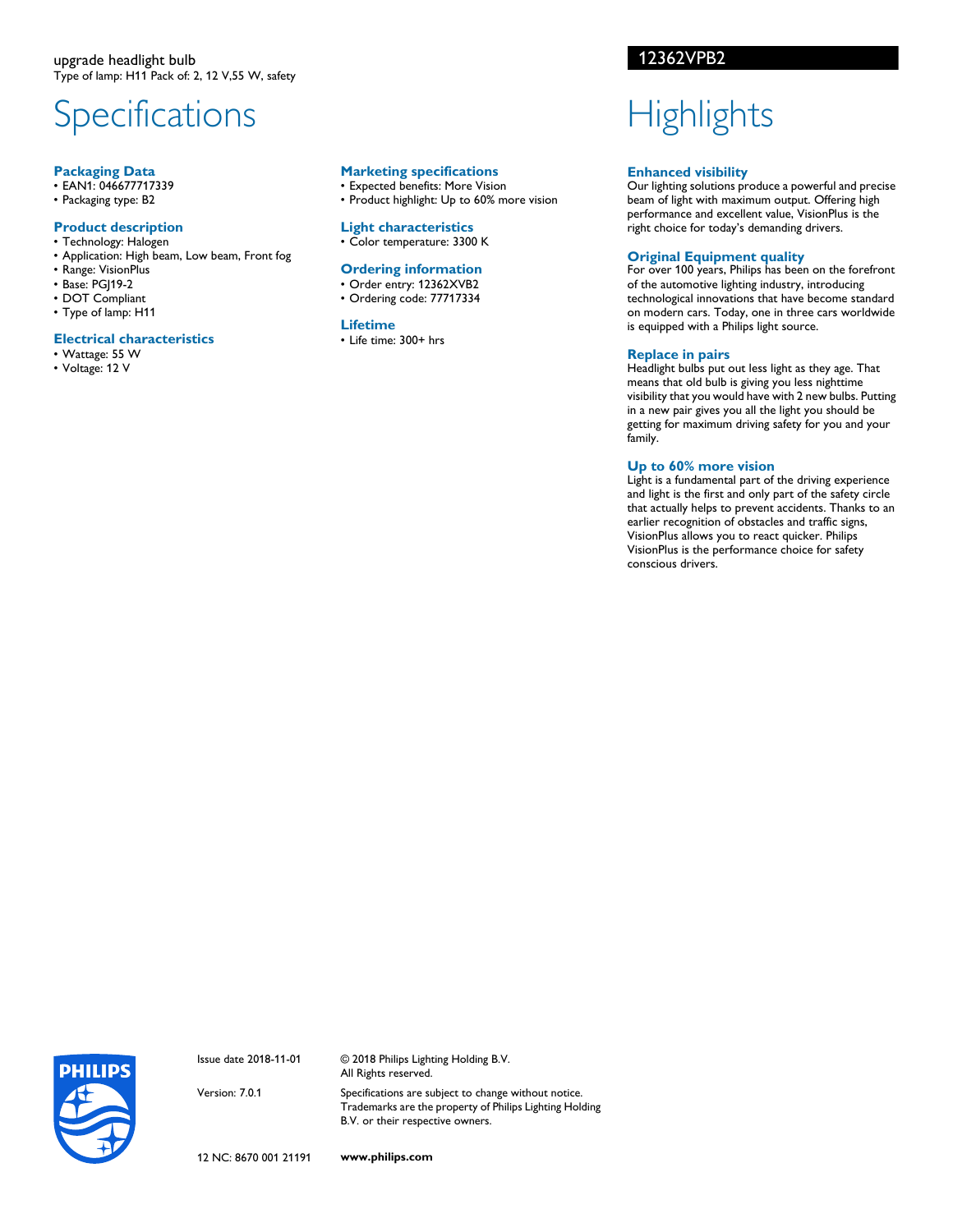upgrade headlight bulb
Type of lamp: H11 Pack of: 2, 12 V,55 W, safety

12362VPB2

# Specifications

### Packaging Data
- EAN1: 046677717339
- Packaging type: B2

### Product description
- Technology: Halogen
- Application: High beam, Low beam, Front fog
- Range: VisionPlus
- Base: PGJ19-2
- DOT Compliant
- Type of lamp: H11

### Electrical characteristics
- Wattage: 55 W
- Voltage: 12 V

### Marketing specifications
- Expected benefits: More Vision
- Product highlight: Up to 60% more vision

### Light characteristics
- Color temperature: 3300 K

### Ordering information
- Order entry: 12362XVB2
- Ordering code: 77717334

### Lifetime
- Life time: 300+ hrs

# Highlights

### Enhanced visibility
Our lighting solutions produce a powerful and precise beam of light with maximum output. Offering high performance and excellent value, VisionPlus is the right choice for today's demanding drivers.

### Original Equipment quality
For over 100 years, Philips has been on the forefront of the automotive lighting industry, introducing technological innovations that have become standard on modern cars. Today, one in three cars worldwide is equipped with a Philips light source.

### Replace in pairs
Headlight bulbs put out less light as they age. That means that old bulb is giving you less nighttime visibility that you would have with 2 new bulbs. Putting in a new pair gives you all the light you should be getting for maximum driving safety for you and your family.

### Up to 60% more vision
Light is a fundamental part of the driving experience and light is the first and only part of the safety circle that actually helps to prevent accidents. Thanks to an earlier recognition of obstacles and traffic signs, VisionPlus allows you to react quicker. Philips VisionPlus is the performance choice for safety conscious drivers.

Issue date 2018-11-01

Version: 7.0.1

12 NC: 8670 001 21191

© 2018 Philips Lighting Holding B.V.
All Rights reserved.

Specifications are subject to change without notice. Trademarks are the property of Philips Lighting Holding B.V. or their respective owners.

www.philips.com